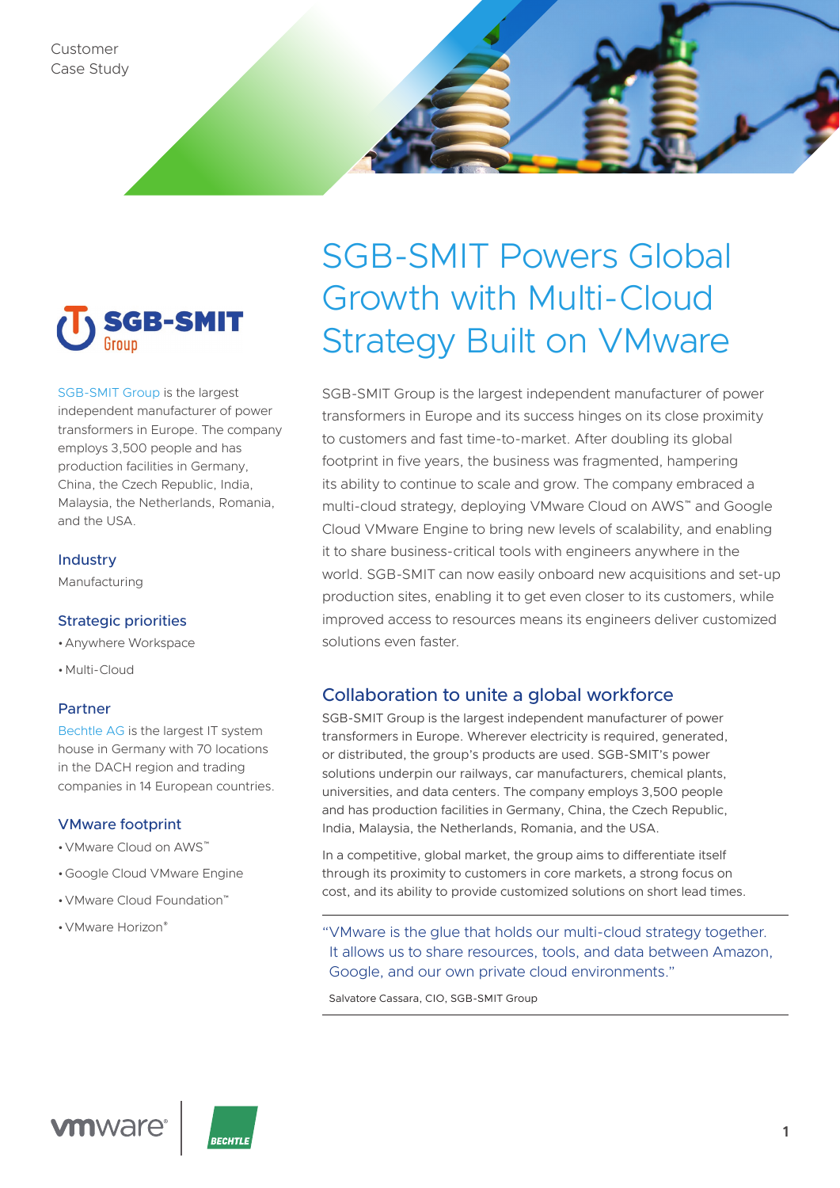Customer
Case Study

# SGB-SMIT Powers Global Growth with Multi-Cloud Strategy Built on VMware

SGB-SMIT Group is the largest independent manufacturer of power transformers in Europe and its success hinges on its close proximity to customers and fast time-to-market. After doubling its global footprint in five years, the business was fragmented, hampering its ability to continue to scale and grow. The company embraced a multi-cloud strategy, deploying VMware Cloud on AWS™ and Google Cloud VMware Engine to bring new levels of scalability, and enabling it to share business-critical tools with engineers anywhere in the world. SGB-SMIT can now easily onboard new acquisitions and set-up production sites, enabling it to get even closer to its customers, while improved access to resources means its engineers deliver customized solutions even faster.

## Collaboration to unite a global workforce

SGB-SMIT Group is the largest independent manufacturer of power transformers in Europe. Wherever electricity is required, generated, or distributed, the group's products are used. SGB-SMIT's power solutions underpin our railways, car manufacturers, chemical plants, universities, and data centers. The company employs 3,500 people and has production facilities in Germany, China, the Czech Republic, India, Malaysia, the Netherlands, Romania, and the USA.

In a competitive, global market, the group aims to differentiate itself through its proximity to customers in core markets, a strong focus on cost, and its ability to provide customized solutions on short lead times.

> "VMware is the glue that holds our multi-cloud strategy together. It allows us to share resources, tools, and data between Amazon, Google, and our own private cloud environments."
>
> Salvatore Cassara, CIO, SGB-SMIT Group

SGB-SMIT Group is the largest independent manufacturer of power transformers in Europe. The company employs 3,500 people and has production facilities in Germany, China, the Czech Republic, India, Malaysia, the Netherlands, Romania, and the USA.

### Industry

Manufacturing

### Strategic priorities

- Anywhere Workspace
- Multi-Cloud

### Partner

Bechtle AG is the largest IT system house in Germany with 70 locations in the DACH region and trading companies in 14 European countries.

### VMware footprint

- VMware Cloud on AWS™
- Google Cloud VMware Engine
- VMware Cloud Foundation™
- VMware Horizon®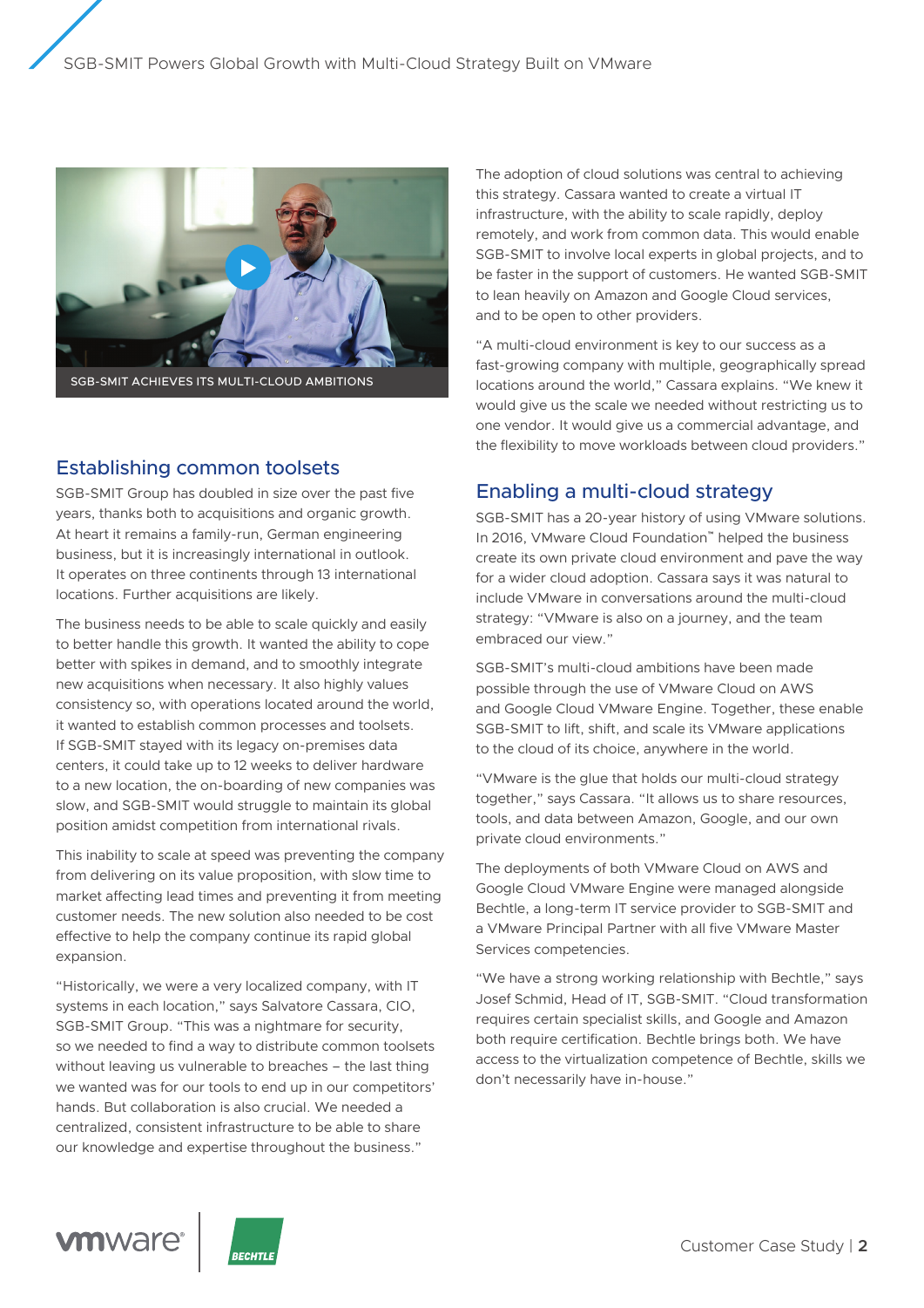SGB-SMIT ACHIEVES ITS MULTI-CLOUD AMBITIONS

## Establishing common toolsets

SGB-SMIT Group has doubled in size over the past five years, thanks both to acquisitions and organic growth. At heart it remains a family-run, German engineering business, but it is increasingly international in outlook. It operates on three continents through 13 international locations. Further acquisitions are likely.

The business needs to be able to scale quickly and easily to better handle this growth. It wanted the ability to cope better with spikes in demand, and to smoothly integrate new acquisitions when necessary. It also highly values consistency so, with operations located around the world, it wanted to establish common processes and toolsets. If SGB-SMIT stayed with its legacy on-premises data centers, it could take up to 12 weeks to deliver hardware to a new location, the on-boarding of new companies was slow, and SGB-SMIT would struggle to maintain its global position amidst competition from international rivals.

This inability to scale at speed was preventing the company from delivering on its value proposition, with slow time to market affecting lead times and preventing it from meeting customer needs. The new solution also needed to be cost effective to help the company continue its rapid global expansion.

"Historically, we were a very localized company, with IT systems in each location," says Salvatore Cassara, CIO, SGB-SMIT Group. "This was a nightmare for security, so we needed to find a way to distribute common toolsets without leaving us vulnerable to breaches – the last thing we wanted was for our tools to end up in our competitors' hands. But collaboration is also crucial. We needed a centralized, consistent infrastructure to be able to share our knowledge and expertise throughout the business."

The adoption of cloud solutions was central to achieving this strategy. Cassara wanted to create a virtual IT infrastructure, with the ability to scale rapidly, deploy remotely, and work from common data. This would enable SGB-SMIT to involve local experts in global projects, and to be faster in the support of customers. He wanted SGB-SMIT to lean heavily on Amazon and Google Cloud services, and to be open to other providers.

"A multi-cloud environment is key to our success as a fast-growing company with multiple, geographically spread locations around the world," Cassara explains. "We knew it would give us the scale we needed without restricting us to one vendor. It would give us a commercial advantage, and the flexibility to move workloads between cloud providers."

## Enabling a multi-cloud strategy

SGB-SMIT has a 20-year history of using VMware solutions. In 2016, VMware Cloud Foundation™ helped the business create its own private cloud environment and pave the way for a wider cloud adoption. Cassara says it was natural to include VMware in conversations around the multi-cloud strategy: "VMware is also on a journey, and the team embraced our view."

SGB-SMIT's multi-cloud ambitions have been made possible through the use of VMware Cloud on AWS and Google Cloud VMware Engine. Together, these enable SGB-SMIT to lift, shift, and scale its VMware applications to the cloud of its choice, anywhere in the world.

"VMware is the glue that holds our multi-cloud strategy together," says Cassara. "It allows us to share resources, tools, and data between Amazon, Google, and our own private cloud environments."

The deployments of both VMware Cloud on AWS and Google Cloud VMware Engine were managed alongside Bechtle, a long-term IT service provider to SGB-SMIT and a VMware Principal Partner with all five VMware Master Services competencies.

"We have a strong working relationship with Bechtle," says Josef Schmid, Head of IT, SGB-SMIT. "Cloud transformation requires certain specialist skills, and Google and Amazon both require certification. Bechtle brings both. We have access to the virtualization competence of Bechtle, skills we don't necessarily have in-house."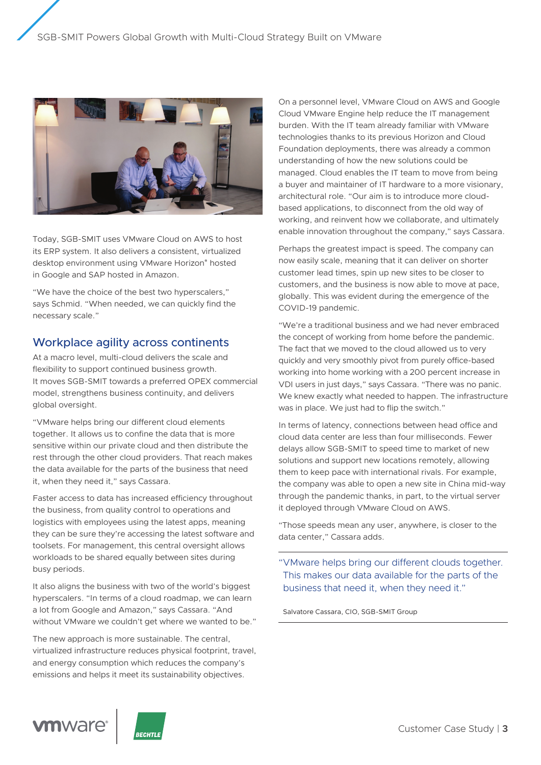Today, SGB-SMIT uses VMware Cloud on AWS to host its ERP system. It also delivers a consistent, virtualized desktop environment using VMware Horizon® hosted in Google and SAP hosted in Amazon.

"We have the choice of the best two hyperscalers," says Schmid. "When needed, we can quickly find the necessary scale."

## Workplace agility across continents

At a macro level, multi-cloud delivers the scale and flexibility to support continued business growth. It moves SGB-SMIT towards a preferred OPEX commercial model, strengthens business continuity, and delivers global oversight.

"VMware helps bring our different cloud elements together. It allows us to confine the data that is more sensitive within our private cloud and then distribute the rest through the other cloud providers. That reach makes the data available for the parts of the business that need it, when they need it," says Cassara.

Faster access to data has increased efficiency throughout the business, from quality control to operations and logistics with employees using the latest apps, meaning they can be sure they're accessing the latest software and toolsets. For management, this central oversight allows workloads to be shared equally between sites during busy periods.

It also aligns the business with two of the world's biggest hyperscalers. "In terms of a cloud roadmap, we can learn a lot from Google and Amazon," says Cassara. "And without VMware we couldn't get where we wanted to be."

The new approach is more sustainable. The central, virtualized infrastructure reduces physical footprint, travel, and energy consumption which reduces the company's emissions and helps it meet its sustainability objectives.

On a personnel level, VMware Cloud on AWS and Google Cloud VMware Engine help reduce the IT management burden. With the IT team already familiar with VMware technologies thanks to its previous Horizon and Cloud Foundation deployments, there was already a common understanding of how the new solutions could be managed. Cloud enables the IT team to move from being a buyer and maintainer of IT hardware to a more visionary, architectural role. "Our aim is to introduce more cloud-based applications, to disconnect from the old way of working, and reinvent how we collaborate, and ultimately enable innovation throughout the company," says Cassara.

Perhaps the greatest impact is speed. The company can now easily scale, meaning that it can deliver on shorter customer lead times, spin up new sites to be closer to customers, and the business is now able to move at pace, globally. This was evident during the emergence of the COVID-19 pandemic.

"We're a traditional business and we had never embraced the concept of working from home before the pandemic. The fact that we moved to the cloud allowed us to very quickly and very smoothly pivot from purely office-based working into home working with a 200 percent increase in VDI users in just days," says Cassara. "There was no panic. We knew exactly what needed to happen. The infrastructure was in place. We just had to flip the switch."

In terms of latency, connections between head office and cloud data center are less than four milliseconds. Fewer delays allow SGB-SMIT to speed time to market of new solutions and support new locations remotely, allowing them to keep pace with international rivals. For example, the company was able to open a new site in China mid-way through the pandemic thanks, in part, to the virtual server it deployed through VMware Cloud on AWS.

"Those speeds mean any user, anywhere, is closer to the data center," Cassara adds.

> "VMware helps bring our different clouds together. This makes our data available for the parts of the business that need it, when they need it."
>
> Salvatore Cassara, CIO, SGB-SMIT Group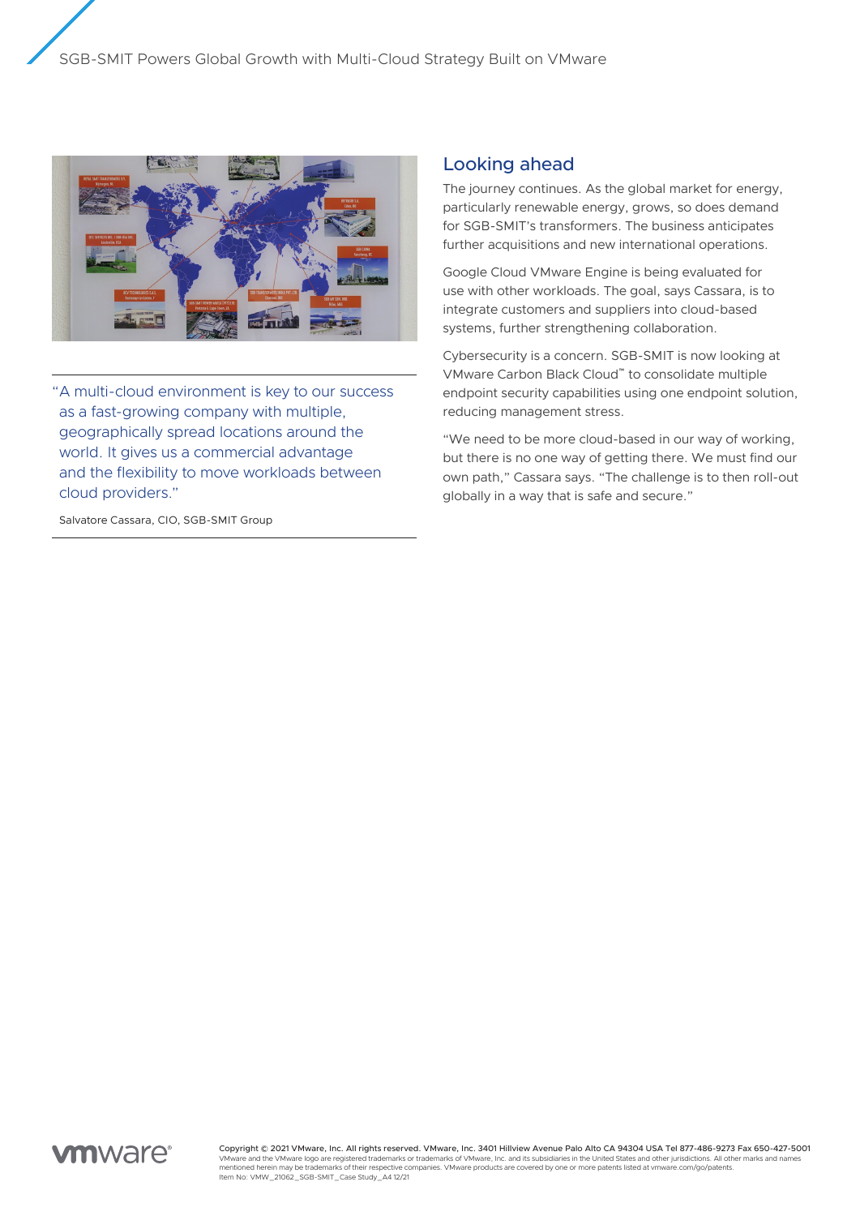"A multi-cloud environment is key to our success as a fast-growing company with multiple, geographically spread locations around the world. It gives us a commercial advantage and the flexibility to move workloads between cloud providers."

Salvatore Cassara, CIO, SGB-SMIT Group

## Looking ahead

The journey continues. As the global market for energy, particularly renewable energy, grows, so does demand for SGB-SMIT's transformers. The business anticipates further acquisitions and new international operations.

Google Cloud VMware Engine is being evaluated for use with other workloads. The goal, says Cassara, is to integrate customers and suppliers into cloud-based systems, further strengthening collaboration.

Cybersecurity is a concern. SGB-SMIT is now looking at VMware Carbon Black Cloud™ to consolidate multiple endpoint security capabilities using one endpoint solution, reducing management stress.

"We need to be more cloud-based in our way of working, but there is no one way of getting there. We must find our own path," Cassara says. "The challenge is to then roll-out globally in a way that is safe and secure."

Copyright © 2021 VMware, Inc. All rights reserved. VMware, Inc. 3401 Hillview Avenue Palo Alto CA 94304 USA Tel 877-486-9273 Fax 650-427-5001 VMware and the VMware logo are registered trademarks or trademarks of VMware, Inc. and its subsidiaries in the United States and other jurisdictions. All other marks and names mentioned herein may be trademarks of their respective companies. VMware products are covered by one or more patents listed at vmware.com/go/patents.
Item No: VMW_21062_SGB-SMIT_Case Study_A4 12/21